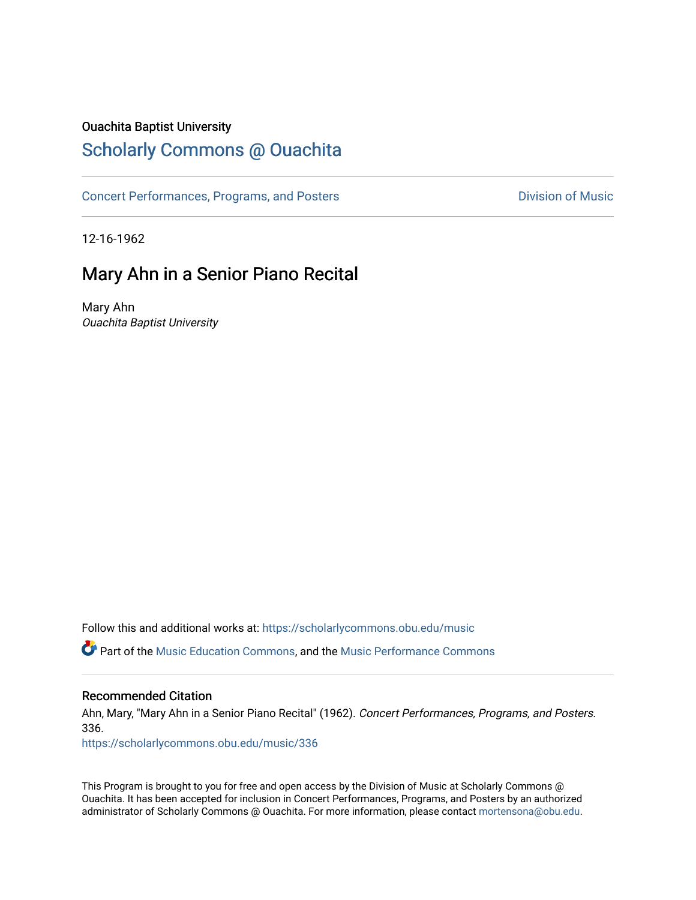Ouachita Baptist University

# Scholarly Commons @ Ouachita

Concert Performances, Programs, and Posters

Division of Music

12-16-1962

## Mary Ahn in a Senior Piano Recital

Mary Ahn

*Ouachita Baptist University*

Follow this and additional works at: https://scholarlycommons.obu.edu/music

Part of the Music Education Commons, and the Music Performance Commons

### Recommended Citation

Ahn, Mary, "Mary Ahn in a Senior Piano Recital" (1962). *Concert Performances, Programs, and Posters*. 336.

https://scholarlycommons.obu.edu/music/336

This Program is brought to you for free and open access by the Division of Music at Scholarly Commons @ Ouachita. It has been accepted for inclusion in Concert Performances, Programs, and Posters by an authorized administrator of Scholarly Commons @ Ouachita. For more information, please contact mortensona@obu.edu.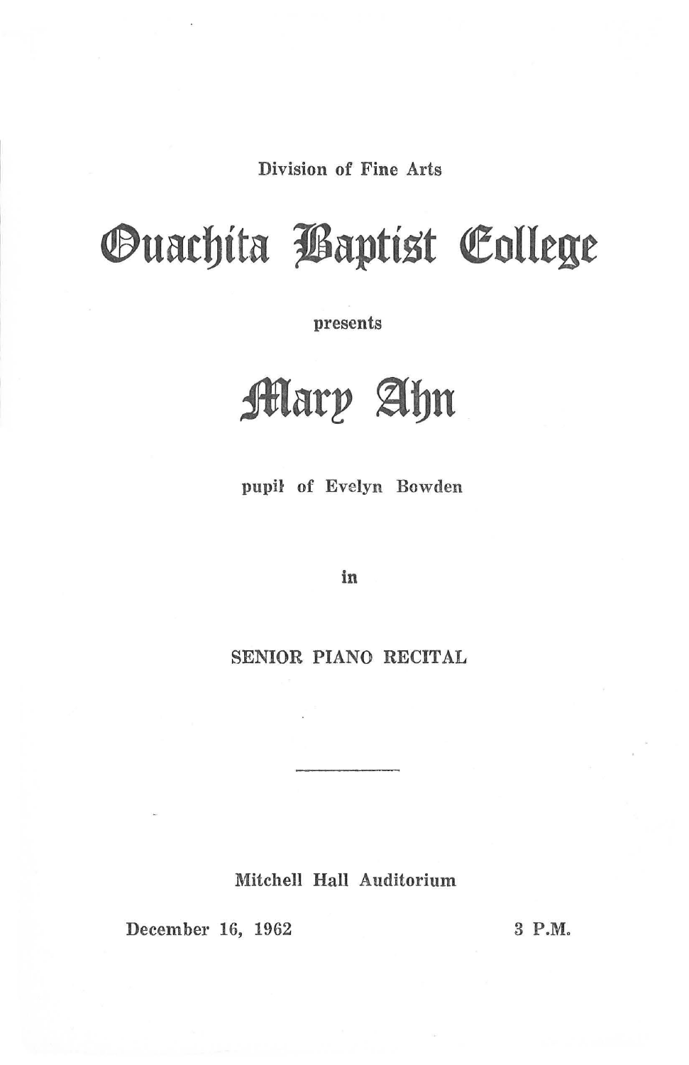Division of Fine Arts

# Ouachita Baptist College

presents

# Mary Ahn

pupil of Evelyn Bowden

in

SENIOR PIANO RECITAL

---

Mitchell Hall Auditorium

December 16, 1962 3 P.M.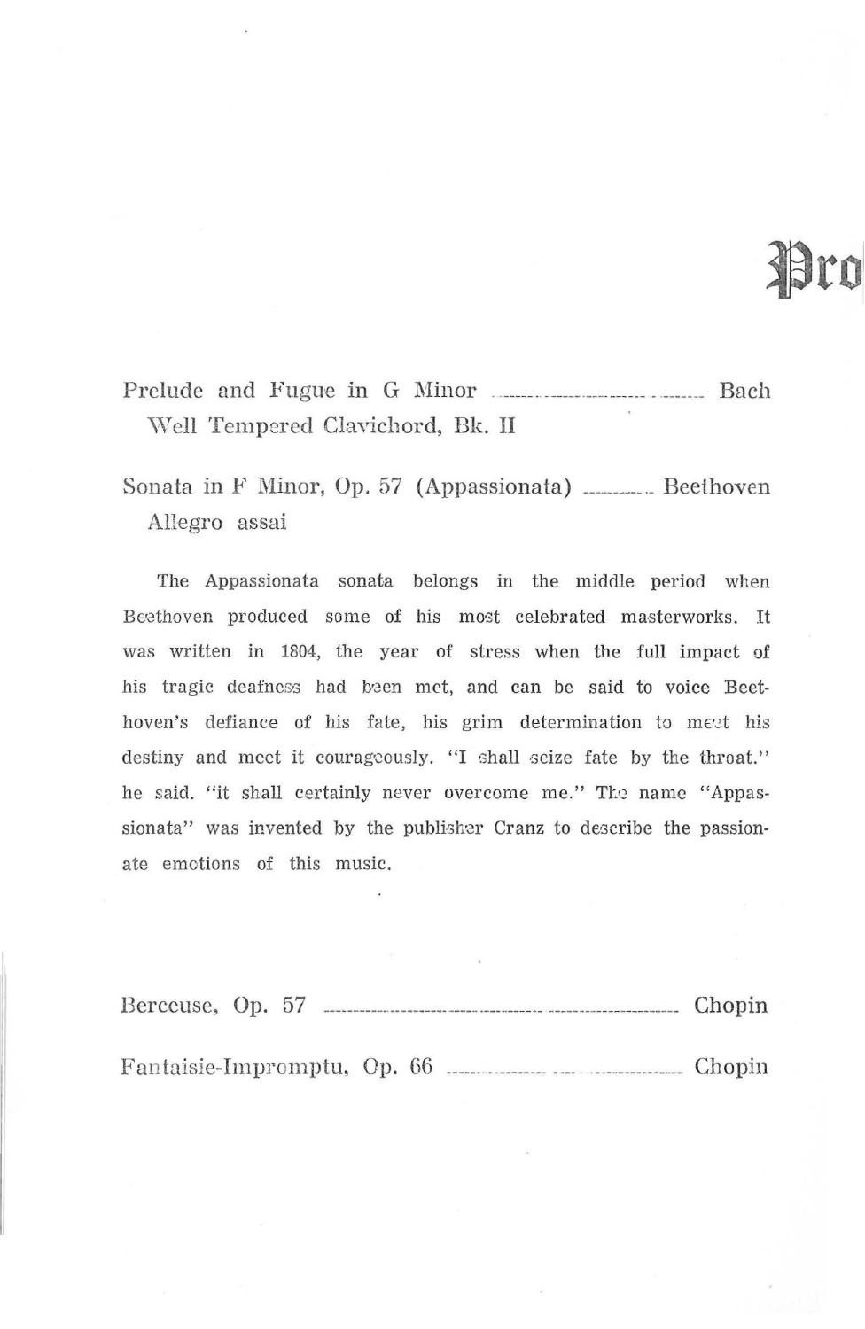# Pro

Prelude and Fugue in G Minor ........................................ Bach
Well Tempered Clavichord, Bk. II

Sonata in F Minor, Op. 57 (Appassionata) .............. Beethoven
Allegro assai

The Appassionata sonata belongs in the middle period when Beethoven produced some of his most celebrated masterworks. It was written in 1804, the year of stress when the full impact of his tragic deafness had been met, and can be said to voice Beethoven's defiance of his fate, his grim determination to meet his destiny and meet it courageously. "I shall seize fate by the throat." he said. "it shall certainly never overcome me." The name "Appassionata" was invented by the publisher Cranz to describe the passionate emotions of this music.

Berceuse, Op. 57 .............................................................. Chopin

Fantaisie-Impromptu, Op. 66 ............................................ Chopin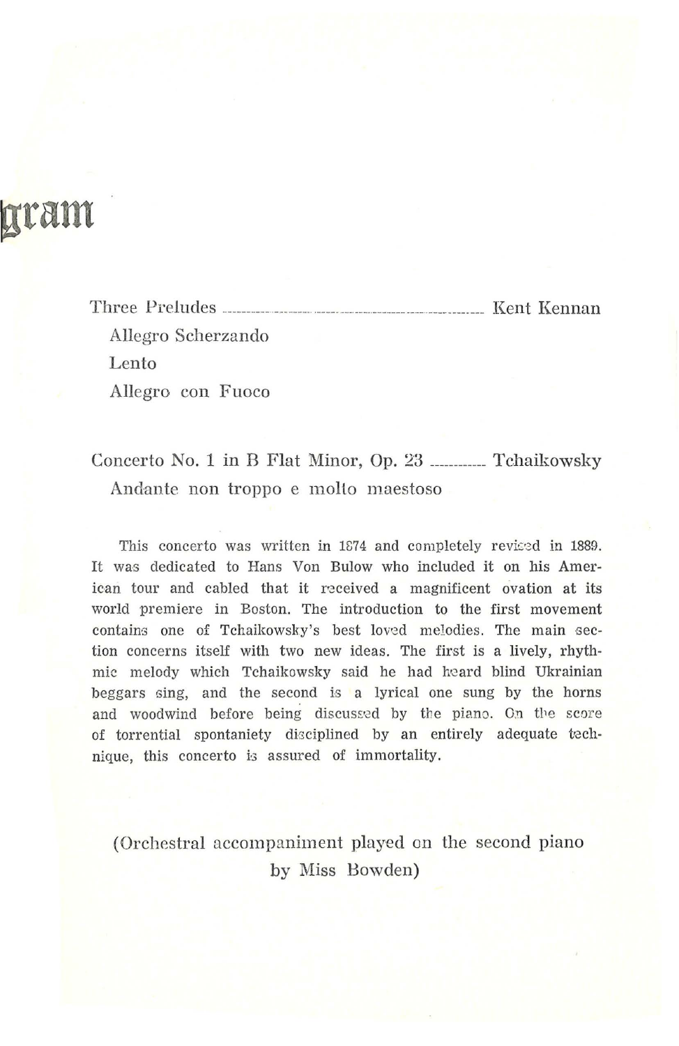# gram

Three Preludes ........................................................ Kent Kennan

Allegro Scherzando

Lento

Allegro con Fuoco

Concerto No. 1 in B Flat Minor, Op. 23 .............. Tchaikowsky

Andante non troppo e molto maestoso

This concerto was written in 1874 and completely revised in 1889. It was dedicated to Hans Von Bulow who included it on his American tour and cabled that it received a magnificent ovation at its world premiere in Boston. The introduction to the first movement contains one of Tchaikowsky's best loved melodies. The main section concerns itself with two new ideas. The first is a lively, rhythmic melody which Tchaikowsky said he had heard blind Ukrainian beggars sing, and the second is a lyrical one sung by the horns and woodwind before being discussed by the piano. On the score of torrential spontaniety disciplined by an entirely adequate technique, this concerto is assured of immortality.

(Orchestral accompaniment played on the second piano by Miss Bowden)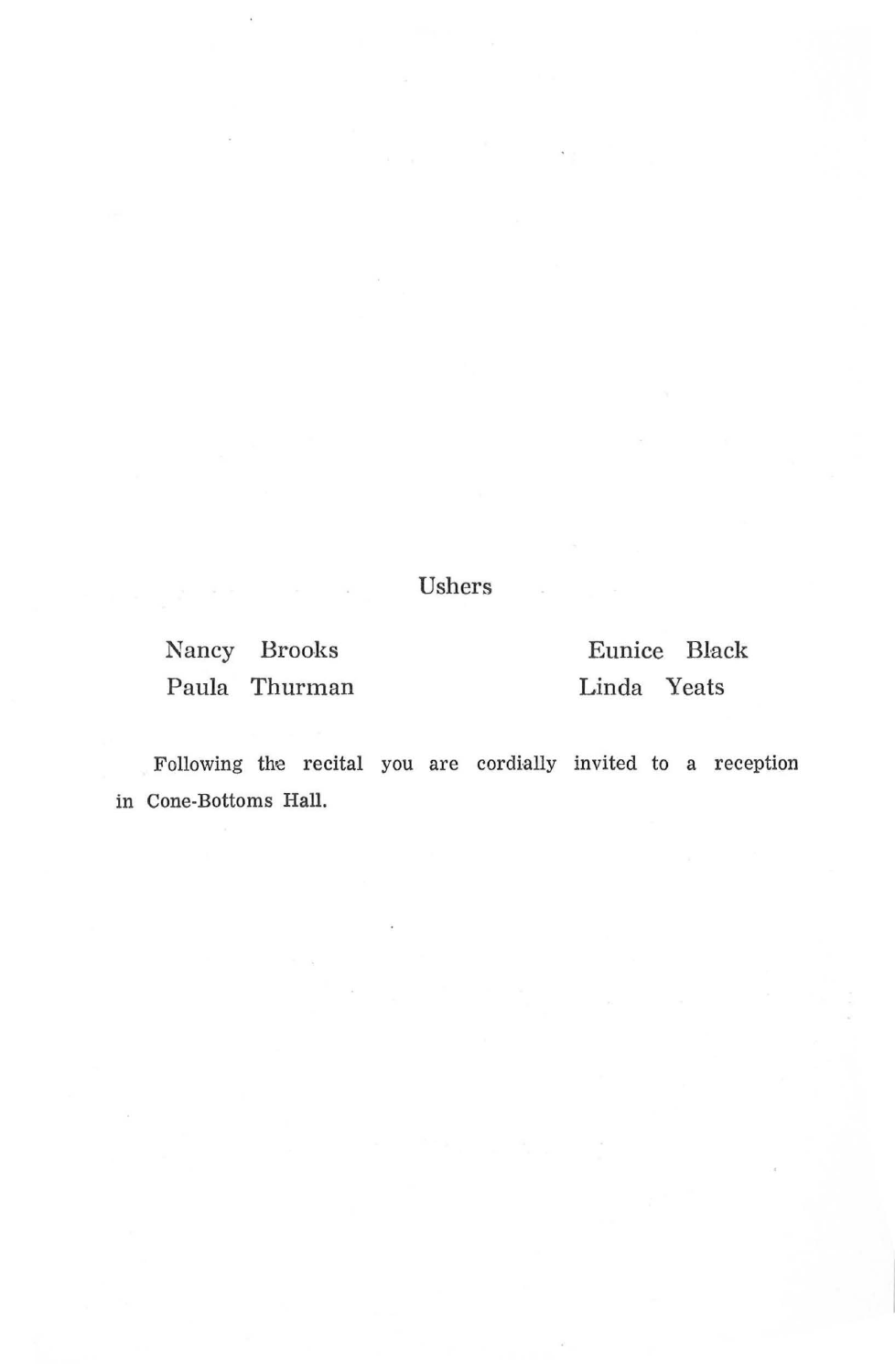## Ushers

Nancy Brooks
Paula Thurman

Eunice Black
Linda Yeats

Following the recital you are cordially invited to a reception in Cone-Bottoms Hall.